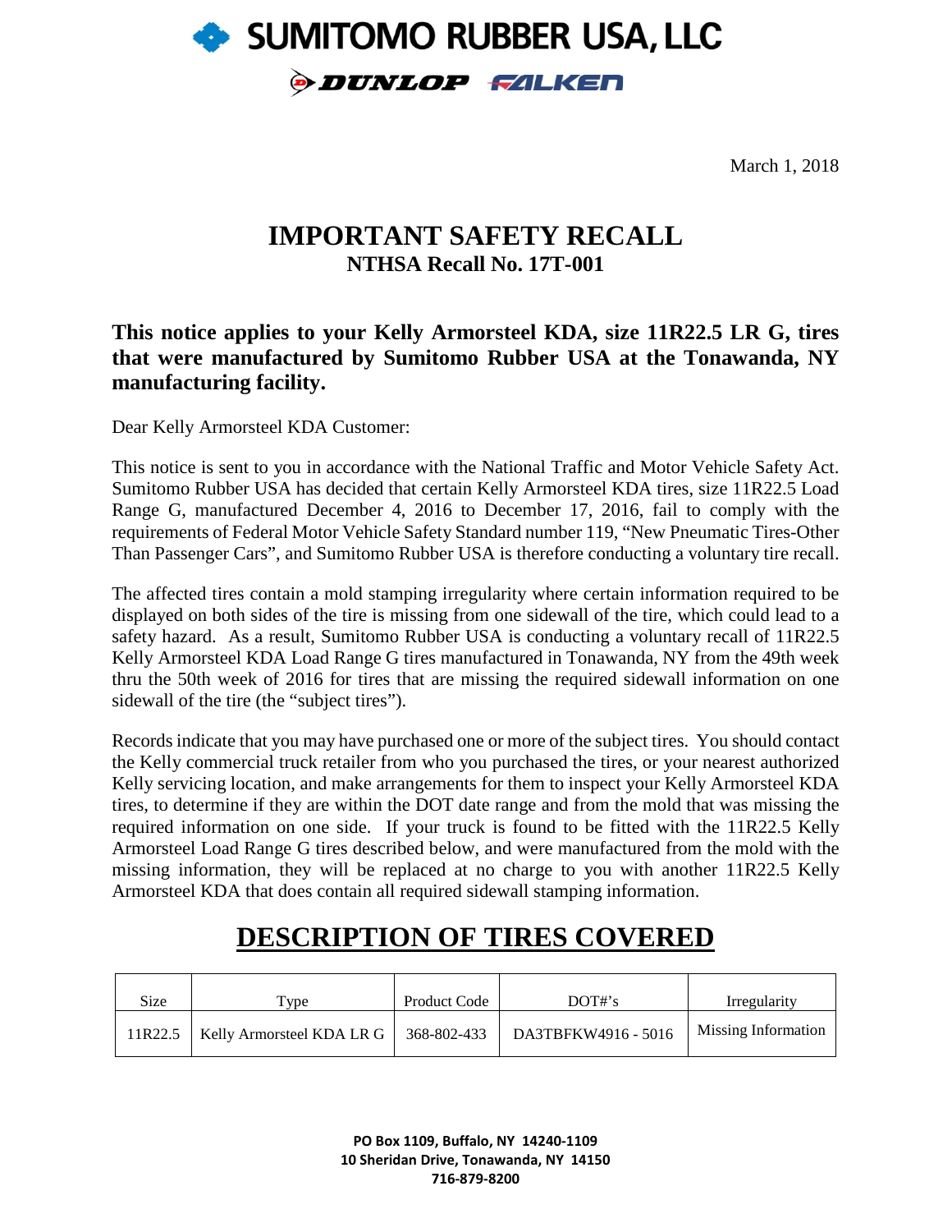# SUMITOMO RUBBER USA, LLC

DUNLOP FALKEN

March 1, 2018

## IMPORTANT SAFETY RECALL

### NTHSA Recall No. 17T-001

**This notice applies to your Kelly Armorsteel KDA, size 11R22.5 LR G, tires that were manufactured by Sumitomo Rubber USA at the Tonawanda, NY manufacturing facility.**

Dear Kelly Armorsteel KDA Customer:

This notice is sent to you in accordance with the National Traffic and Motor Vehicle Safety Act. Sumitomo Rubber USA has decided that certain Kelly Armorsteel KDA tires, size 11R22.5 Load Range G, manufactured December 4, 2016 to December 17, 2016, fail to comply with the requirements of Federal Motor Vehicle Safety Standard number 119, "New Pneumatic Tires-Other Than Passenger Cars", and Sumitomo Rubber USA is therefore conducting a voluntary tire recall.

The affected tires contain a mold stamping irregularity where certain information required to be displayed on both sides of the tire is missing from one sidewall of the tire, which could lead to a safety hazard. As a result, Sumitomo Rubber USA is conducting a voluntary recall of 11R22.5 Kelly Armorsteel KDA Load Range G tires manufactured in Tonawanda, NY from the 49th week thru the 50th week of 2016 for tires that are missing the required sidewall information on one sidewall of the tire (the "subject tires").

Records indicate that you may have purchased one or more of the subject tires. You should contact the Kelly commercial truck retailer from who you purchased the tires, or your nearest authorized Kelly servicing location, and make arrangements for them to inspect your Kelly Armorsteel KDA tires, to determine if they are within the DOT date range and from the mold that was missing the required information on one side. If your truck is found to be fitted with the 11R22.5 Kelly Armorsteel Load Range G tires described below, and were manufactured from the mold with the missing information, they will be replaced at no charge to you with another 11R22.5 Kelly Armorsteel KDA that does contain all required sidewall stamping information.

## DESCRIPTION OF TIRES COVERED

| Size | Type | Product Code | DOT#'s | Irregularity |
| --- | --- | --- | --- | --- |
| 11R22.5 | Kelly Armorsteel KDA LR G | 368-802-433 | DA3TBFKW4916 - 5016 | Missing Information |

PO Box 1109, Buffalo, NY 14240-1109
10 Sheridan Drive, Tonawanda, NY 14150
716-879-8200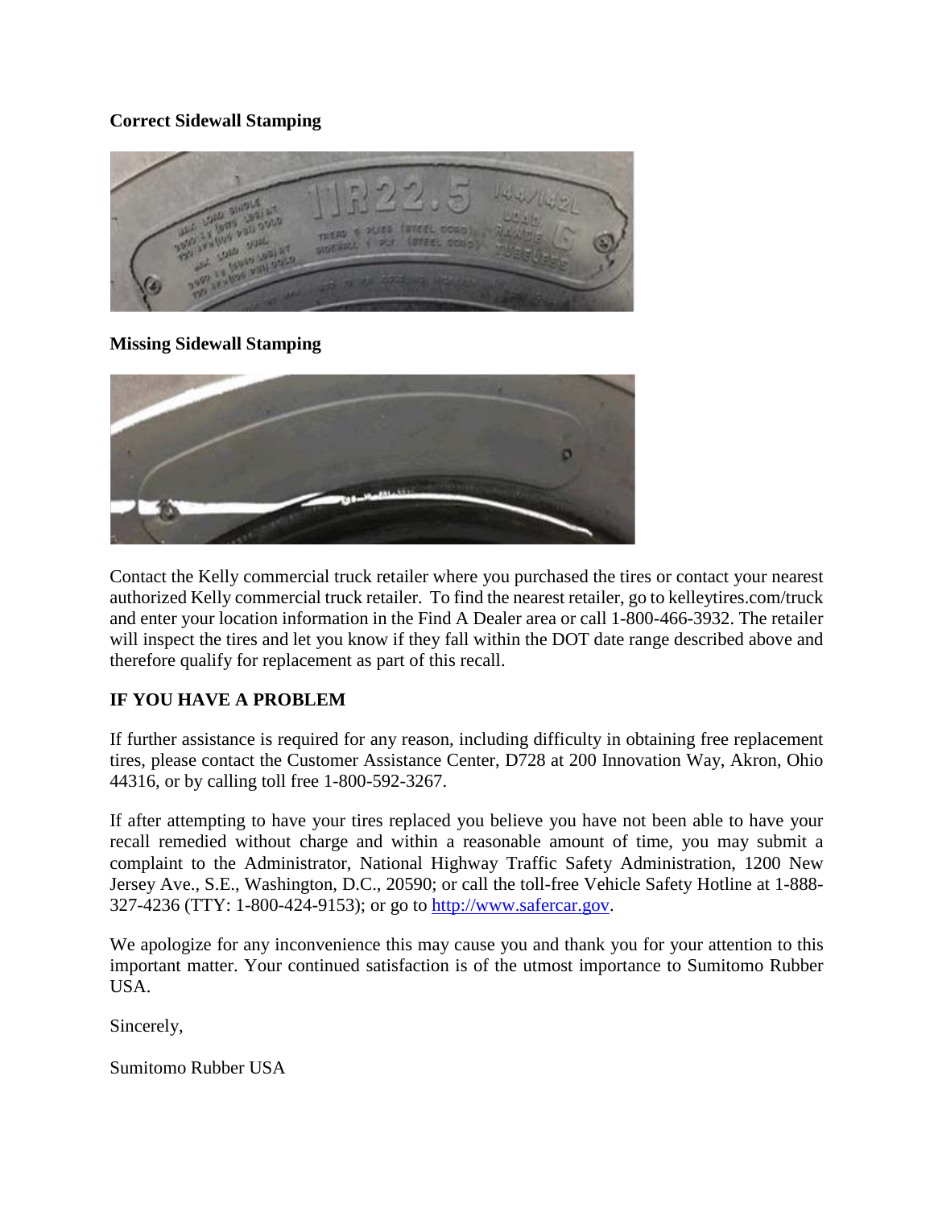**Correct Sidewall Stamping**

**Missing Sidewall Stamping**

Contact the Kelly commercial truck retailer where you purchased the tires or contact your nearest authorized Kelly commercial truck retailer. To find the nearest retailer, go to kelleytires.com/truck and enter your location information in the Find A Dealer area or call 1-800-466-3932. The retailer will inspect the tires and let you know if they fall within the DOT date range described above and therefore qualify for replacement as part of this recall.

**IF YOU HAVE A PROBLEM**

If further assistance is required for any reason, including difficulty in obtaining free replacement tires, please contact the Customer Assistance Center, D728 at 200 Innovation Way, Akron, Ohio 44316, or by calling toll free 1-800-592-3267.

If after attempting to have your tires replaced you believe you have not been able to have your recall remedied without charge and within a reasonable amount of time, you may submit a complaint to the Administrator, National Highway Traffic Safety Administration, 1200 New Jersey Ave., S.E., Washington, D.C., 20590; or call the toll-free Vehicle Safety Hotline at 1-888-327-4236 (TTY: 1-800-424-9153); or go to http://www.safercar.gov.

We apologize for any inconvenience this may cause you and thank you for your attention to this important matter. Your continued satisfaction is of the utmost importance to Sumitomo Rubber USA.

Sincerely,

Sumitomo Rubber USA